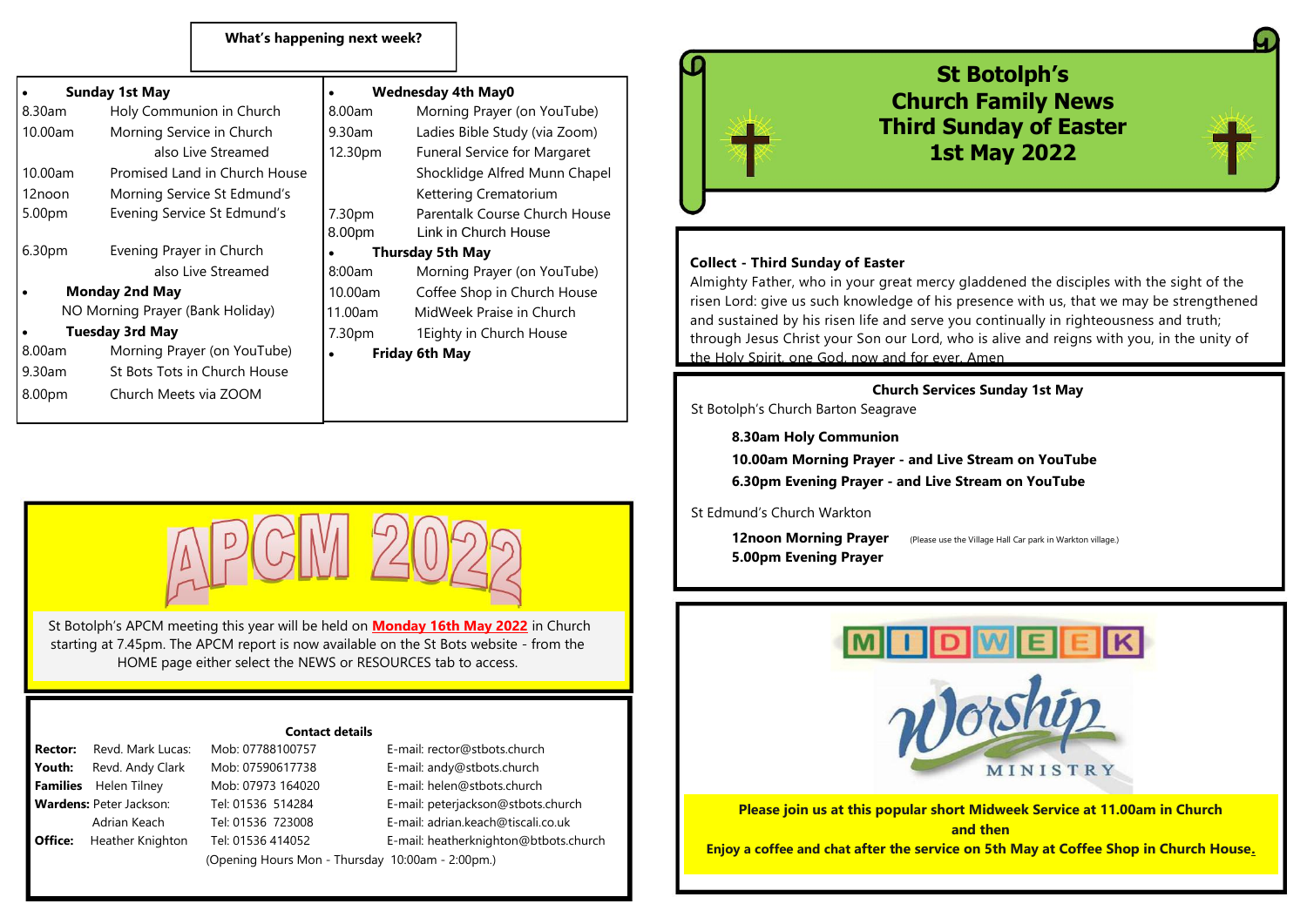# St Botolph's Church Family News
# Third Sunday of Easter
# 1st May 2022

## What's happening next week?

- **Sunday 1st May**

| | |
|---|---|
| 8.30am | Holy Communion in Church |
| 10.00am | Morning Service in Church also Live Streamed |
| 10.00am | Promised Land in Church House |
| 12noon | Morning Service St Edmund's |
| 5.00pm | Evening Service St Edmund's |
| 6.30pm | Evening Prayer in Church also Live Streamed |

- **Monday 2nd May**

NO Morning Prayer (Bank Holiday)

- **Tuesday 3rd May**

| | |
|---|---|
| 8.00am | Morning Prayer (on YouTube) |
| 9.30am | St Bots Tots in Church House |
| 8.00pm | Church Meets via ZOOM |

- **Wednesday 4th May0**

| | |
|---|---|
| 8.00am | Morning Prayer (on YouTube) |
| 9.30am | Ladies Bible Study (via Zoom) |
| 12.30pm | Funeral Service for Margaret Shockldige Alfred Munn Chapel Kettering Crematorium |
| 7.30pm | Parentalk Course Church House |
| 8.00pm | Link in Church House |

- **Thursday 5th May**

| | |
|---|---|
| 8:00am | Morning Prayer (on YouTube) |
| 10.00am | Coffee Shop in Church House |
| 11.00am | MidWeek Praise in Church |
| 7.30pm | 1Eighty in Church House |

- **Friday 6th May**

## APCM 2022

St Botolph's APCM meeting this year will be held on **Monday 16th May 2022** in Church starting at 7.45pm. The APCM report is now available on the St Bots website - from the HOME page either select the NEWS or RESOURCES tab to access.

## Contact details

| | | | |
|---|---|---|---|
| **Rector:** | Revd. Mark Lucas: | Mob: 07788100757 | E-mail: rector@stbots.church |
| **Youth:** | Revd. Andy Clark | Mob: 07590617738 | E-mail: andy@stbots.church |
| **Families** | Helen Tilney | Mob: 07973 164020 | E-mail: helen@stbots.church |
| **Wardens:** | Peter Jackson: | Tel: 01536 514284 | E-mail: peterjackson@stbots.church |
| | Adrian Keach | Tel: 01536 723008 | E-mail: adrian.keach@tiscali.co.uk |
| **Office:** | Heather Knighton | Tel: 01536 414052 | E-mail: heatherknighton@btbots.church |

(Opening Hours Mon - Thursday 10:00am - 2:00pm.)

**Collect - Third Sunday of Easter**

Almighty Father, who in your great mercy gladdened the disciples with the sight of the risen Lord: give us such knowledge of his presence with us, that we may be strengthened and sustained by his risen life and serve you continually in righteousness and truth; through Jesus Christ your Son our Lord, who is alive and reigns with you, in the unity of the Holy Spirit, one God, now and for ever. Amen

## Church Services Sunday 1st May

St Botolph's Church Barton Seagrave

**8.30am Holy Communion**
**10.00am Morning Prayer - and Live Stream on YouTube**
**6.30pm Evening Prayer - and Live Stream on YouTube**

St Edmund's Church Warkton

**12noon Morning Prayer** (Please use the Village Hall Car park in Warkton village.)
**5.00pm Evening Prayer**

## MIDWEEK Worship MINISTRY

**Please join us at this popular short Midweek Service at 11.00am in Church and then Enjoy a coffee and chat after the service on 5th May at Coffee Shop in Church House.**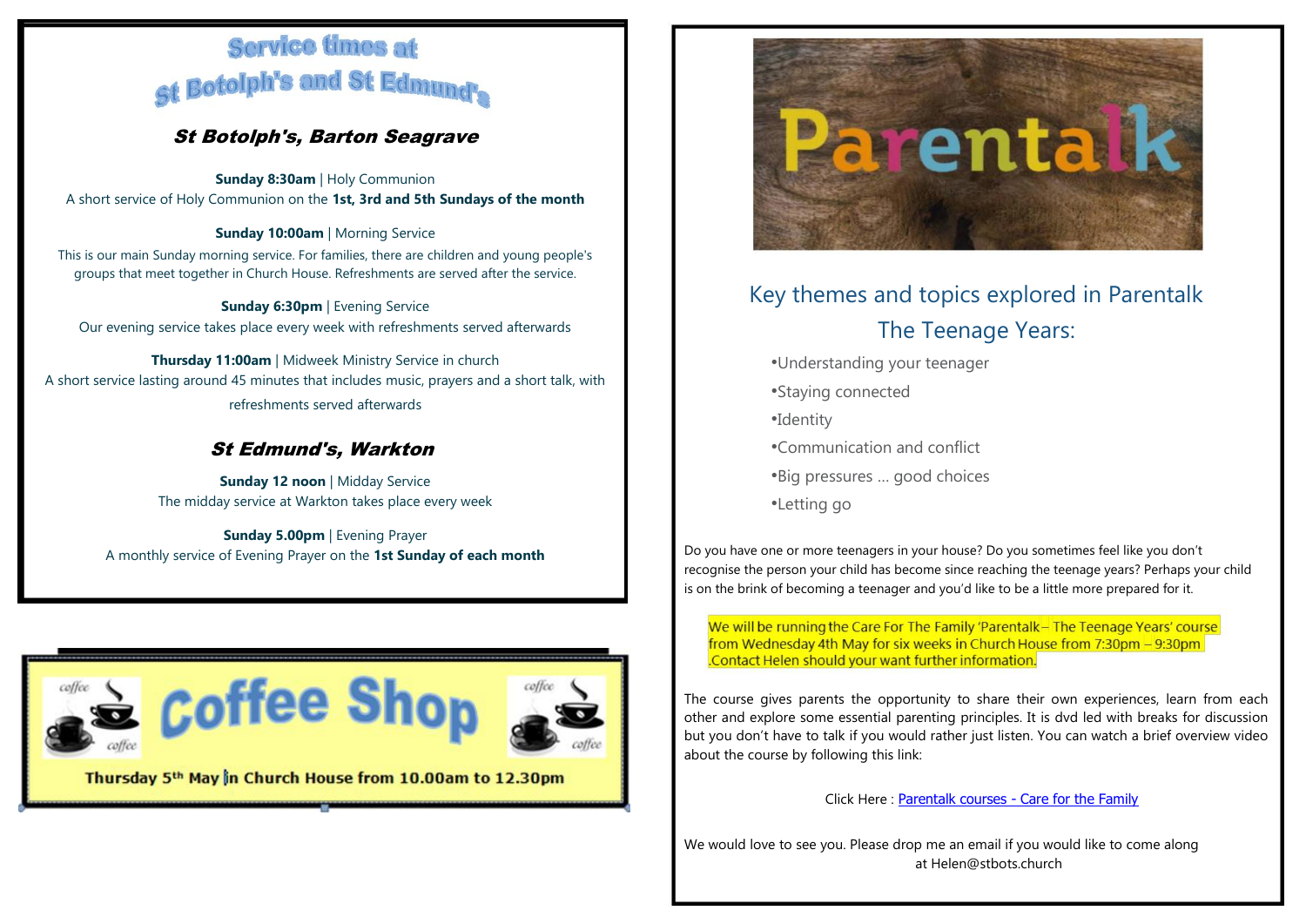# Service times at St Botolph's and St Edmund's

## *St Botolph's, Barton Seagrave*

**Sunday 8:30am** | Holy Communion
A short service of Holy Communion on the **1st, 3rd and 5th Sundays of the month**

**Sunday 10:00am** | Morning Service
This is our main Sunday morning service. For families, there are children and young people's groups that meet together in Church House. Refreshments are served after the service.

**Sunday 6:30pm** | Evening Service
Our evening service takes place every week with refreshments served afterwards

**Thursday 11:00am** | Midweek Ministry Service in church
A short service lasting around 45 minutes that includes music, prayers and a short talk, with refreshments served afterwards

## *St Edmund's, Warkton*

**Sunday 12 noon** | Midday Service
The midday service at Warkton takes place every week

**Sunday 5.00pm** | Evening Prayer
A monthly service of Evening Prayer on the **1st Sunday of each month**

# Coffee Shop

coffee coffee

**Thursday 5th May in Church House from 10.00am to 12.30pm**

# Parentalk

## Key themes and topics explored in Parentalk The Teenage Years:

- Understanding your teenager
- Staying connected
- Identity
- Communication and conflict
- Big pressures … good choices
- Letting go

Do you have one or more teenagers in your house? Do you sometimes feel like you don't recognise the person your child has become since reaching the teenage years? Perhaps your child is on the brink of becoming a teenager and you'd like to be a little more prepared for it.

We will be running the Care For The Family 'Parentalk – The Teenage Years' course from Wednesday 4th May for six weeks in Church House from 7:30pm – 9:30pm .Contact Helen should your want further information.

The course gives parents the opportunity to share their own experiences, learn from each other and explore some essential parenting principles. It is dvd led with breaks for discussion but you don't have to talk if you would rather just listen. You can watch a brief overview video about the course by following this link:

Click Here : [Parentalk courses - Care for the Family]

We would love to see you. Please drop me an email if you would like to come along at Helen@stbots.church